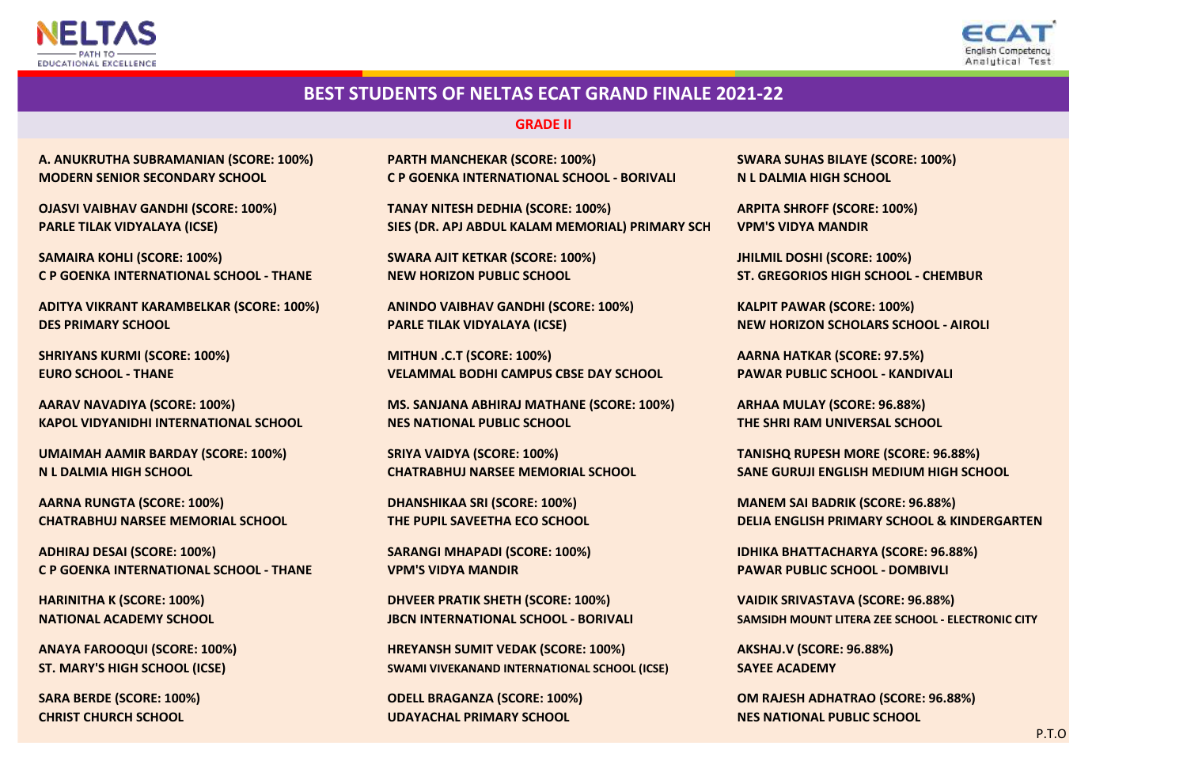NELTAS — PATH TO EDUCATIONAL EXCELLENCE

ECAT — English Competency Analytical Test

# BEST STUDENTS OF NELTAS ECAT GRAND FINALE 2021-22

## GRADE II

**A. ANUKRUTHA SUBRAMANIAN (SCORE: 100%)**
**MODERN SENIOR SECONDARY SCHOOL**

**OJASVI VAIBHAV GANDHI (SCORE: 100%)**
**PARLE TILAK VIDYALAYA (ICSE)**

**SAMAIRA KOHLI (SCORE: 100%)**
**C P GOENKA INTERNATIONAL SCHOOL - THANE**

**ADITYA VIKRANT KARAMBELKAR (SCORE: 100%)**
**DES PRIMARY SCHOOL**

**SHRIYANS KURMI (SCORE: 100%)**
**EURO SCHOOL - THANE**

**AARAV NAVADIYA (SCORE: 100%)**
**KAPOL VIDYANIDHI INTERNATIONAL SCHOOL**

**UMAIMAH AAMIR BARDAY (SCORE: 100%)**
**N L DALMIA HIGH SCHOOL**

**AARNA RUNGTA (SCORE: 100%)**
**CHATRABHUJ NARSEE MEMORIAL SCHOOL**

**ADHIRAJ DESAI (SCORE: 100%)**
**C P GOENKA INTERNATIONAL SCHOOL - THANE**

**HARINITHA K (SCORE: 100%)**
**NATIONAL ACADEMY SCHOOL**

**ANAYA FAROOQUI (SCORE: 100%)**
**ST. MARY'S HIGH SCHOOL (ICSE)**

**SARA BERDE (SCORE: 100%)**
**CHRIST CHURCH SCHOOL**

**PARTH MANCHEKAR (SCORE: 100%)**
**C P GOENKA INTERNATIONAL SCHOOL - BORIVALI**

**TANAY NITESH DEDHIA (SCORE: 100%)**
**SIES (DR. APJ ABDUL KALAM MEMORIAL) PRIMARY SCH**

**SWARA AJIT KETKAR (SCORE: 100%)**
**NEW HORIZON PUBLIC SCHOOL**

**ANINDO VAIBHAV GANDHI (SCORE: 100%)**
**PARLE TILAK VIDYALAYA (ICSE)**

**MITHUN .C.T (SCORE: 100%)**
**VELAMMAL BODHI CAMPUS CBSE DAY SCHOOL**

**MS. SANJANA ABHIRAJ MATHANE (SCORE: 100%)**
**NES NATIONAL PUBLIC SCHOOL**

**SRIYA VAIDYA (SCORE: 100%)**
**CHATRABHUJ NARSEE MEMORIAL SCHOOL**

**DHANSHIKAA SRI (SCORE: 100%)**
**THE PUPIL SAVEETHA ECO SCHOOL**

**SARANGI MHAPADI (SCORE: 100%)**
**VPM'S VIDYA MANDIR**

**DHVEER PRATIK SHETH (SCORE: 100%)**
**JBCN INTERNATIONAL SCHOOL - BORIVALI**

**HREYANSH SUMIT VEDAK (SCORE: 100%)**
**SWAMI VIVEKANAND INTERNATIONAL SCHOOL (ICSE)**

**ODELL BRAGANZA (SCORE: 100%)**
**UDAYACHAL PRIMARY SCHOOL**

**SWARA SUHAS BILAYE (SCORE: 100%)**
**N L DALMIA HIGH SCHOOL**

**ARPITA SHROFF (SCORE: 100%)**
**VPM'S VIDYA MANDIR**

**JHILMIL DOSHI (SCORE: 100%)**
**ST. GREGORIOS HIGH SCHOOL - CHEMBUR**

**KALPIT PAWAR (SCORE: 100%)**
**NEW HORIZON SCHOLARS SCHOOL - AIROLI**

**AARNA HATKAR (SCORE: 97.5%)**
**PAWAR PUBLIC SCHOOL - KANDIVALI**

**ARHAA MULAY (SCORE: 96.88%)**
**THE SHRI RAM UNIVERSAL SCHOOL**

**TANISHQ RUPESH MORE (SCORE: 96.88%)**
**SANE GURUJI ENGLISH MEDIUM HIGH SCHOOL**

**MANEM SAI BADRIK (SCORE: 96.88%)**
**DELIA ENGLISH PRIMARY SCHOOL & KINDERGARTEN**

**IDHIKA BHATTACHARYA (SCORE: 96.88%)**
**PAWAR PUBLIC SCHOOL - DOMBIVLI**

**VAIDIK SRIVASTAVA (SCORE: 96.88%)**
**SAMSIDH MOUNT LITERA ZEE SCHOOL - ELECTRONIC CITY**

**AKSHAJ.V (SCORE: 96.88%)**
**SAYEE ACADEMY**

**OM RAJESH ADHATRAO (SCORE: 96.88%)**
**NES NATIONAL PUBLIC SCHOOL**

P.T.O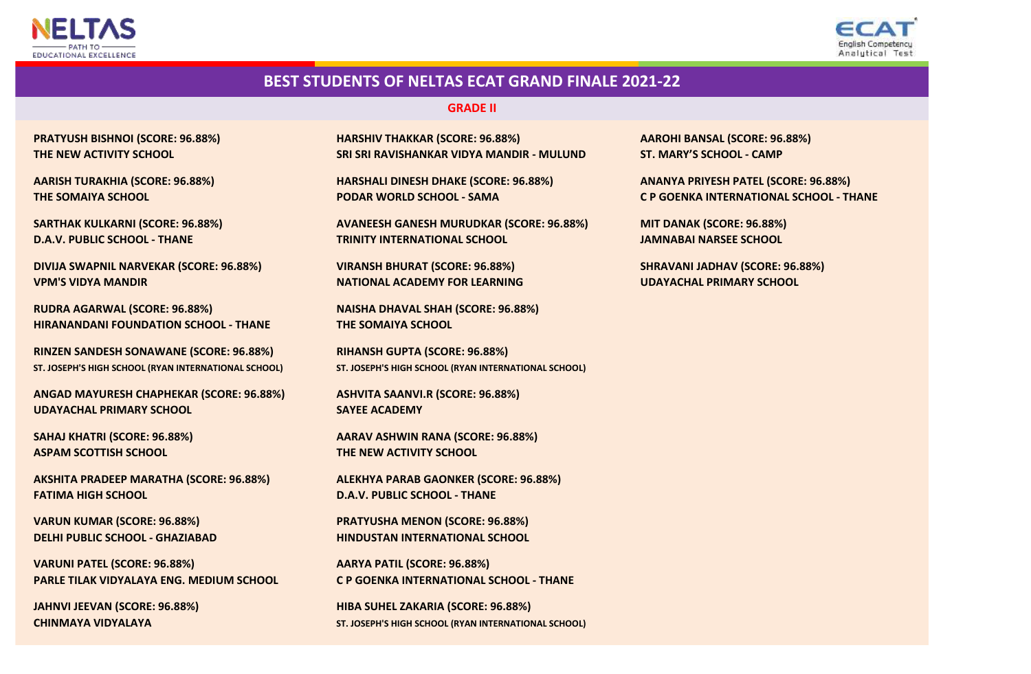# BEST STUDENTS OF NELTAS ECAT GRAND FINALE 2021-22

## GRADE II

**PRATYUSH BISHNOI (SCORE: 96.88%)**
**THE NEW ACTIVITY SCHOOL**

**AARISH TURAKHIA (SCORE: 96.88%)**
**THE SOMAIYA SCHOOL**

**SARTHAK KULKARNI (SCORE: 96.88%)**
**D.A.V. PUBLIC SCHOOL - THANE**

**DIVIJA SWAPNIL NARVEKAR (SCORE: 96.88%)**
**VPM'S VIDYA MANDIR**

**RUDRA AGARWAL (SCORE: 96.88%)**
**HIRANANDANI FOUNDATION SCHOOL - THANE**

**RINZEN SANDESH SONAWANE (SCORE: 96.88%)**
**ST. JOSEPH'S HIGH SCHOOL (RYAN INTERNATIONAL SCHOOL)**

**ANGAD MAYURESH CHAPHEKAR (SCORE: 96.88%)**
**UDAYACHAL PRIMARY SCHOOL**

**SAHAJ KHATRI (SCORE: 96.88%)**
**ASPAM SCOTTISH SCHOOL**

**AKSHITA PRADEEP MARATHA (SCORE: 96.88%)**
**FATIMA HIGH SCHOOL**

**VARUN KUMAR (SCORE: 96.88%)**
**DELHI PUBLIC SCHOOL - GHAZIABAD**

**VARUNI PATEL (SCORE: 96.88%)**
**PARLE TILAK VIDYALAYA ENG. MEDIUM SCHOOL**

**JAHNVI JEEVAN (SCORE: 96.88%)**
**CHINMAYA VIDYALAYA**

**HARSHIV THAKKAR (SCORE: 96.88%)**
**SRI SRI RAVISHANKAR VIDYA MANDIR - MULUND**

**HARSHALI DINESH DHAKE (SCORE: 96.88%)**
**PODAR WORLD SCHOOL - SAMA**

**AVANEESH GANESH MURUDKAR (SCORE: 96.88%)**
**TRINITY INTERNATIONAL SCHOOL**

**VIRANSH BHURAT (SCORE: 96.88%)**
**NATIONAL ACADEMY FOR LEARNING**

**NAISHA DHAVAL SHAH (SCORE: 96.88%)**
**THE SOMAIYA SCHOOL**

**RIHANSH GUPTA (SCORE: 96.88%)**
**ST. JOSEPH'S HIGH SCHOOL (RYAN INTERNATIONAL SCHOOL)**

**ASHVITA SAANVI.R (SCORE: 96.88%)**
**SAYEE ACADEMY**

**AARAV ASHWIN RANA (SCORE: 96.88%)**
**THE NEW ACTIVITY SCHOOL**

**ALEKHYA PARAB GAONKER (SCORE: 96.88%)**
**D.A.V. PUBLIC SCHOOL - THANE**

**PRATYUSHA MENON (SCORE: 96.88%)**
**HINDUSTAN INTERNATIONAL SCHOOL**

**AARYA PATIL (SCORE: 96.88%)**
**C P GOENKA INTERNATIONAL SCHOOL - THANE**

**HIBA SUHEL ZAKARIA (SCORE: 96.88%)**
**ST. JOSEPH'S HIGH SCHOOL (RYAN INTERNATIONAL SCHOOL)**

**AAROHI BANSAL (SCORE: 96.88%)**
**ST. MARY'S SCHOOL - CAMP**

**ANANYA PRIYESH PATEL (SCORE: 96.88%)**
**C P GOENKA INTERNATIONAL SCHOOL - THANE**

**MIT DANAK (SCORE: 96.88%)**
**JAMNABAI NARSEE SCHOOL**

**SHRAVANI JADHAV (SCORE: 96.88%)**
**UDAYACHAL PRIMARY SCHOOL**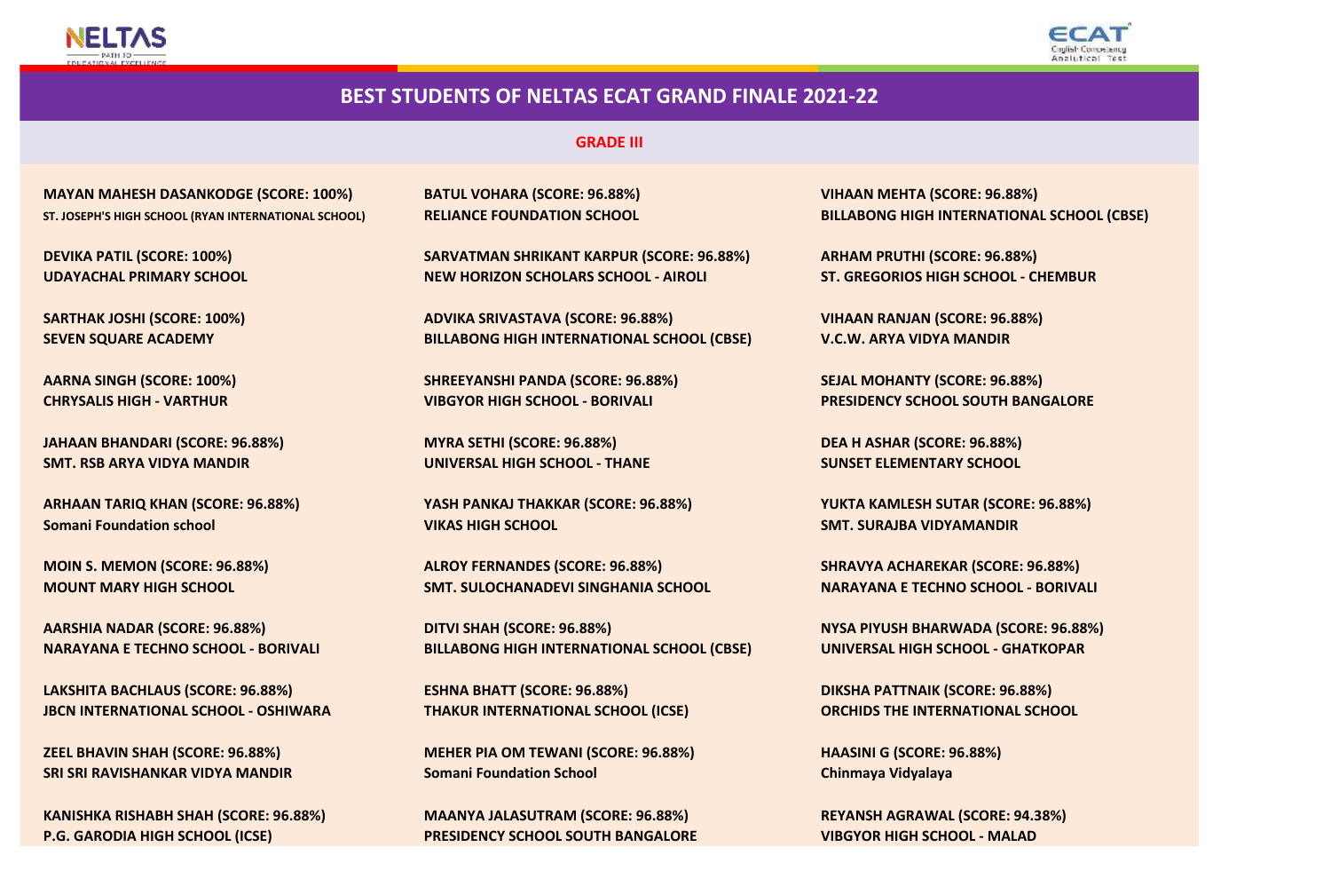# BEST STUDENTS OF NELTAS ECAT GRAND FINALE 2021-22

## GRADE III

**MAYAN MAHESH DASANKODGE (SCORE: 100%)**
**ST. JOSEPH'S HIGH SCHOOL (RYAN INTERNATIONAL SCHOOL)**

**DEVIKA PATIL (SCORE: 100%)**
**UDAYACHAL PRIMARY SCHOOL**

**SARTHAK JOSHI (SCORE: 100%)**
**SEVEN SQUARE ACADEMY**

**AARNA SINGH (SCORE: 100%)**
**CHRYSALIS HIGH - VARTHUR**

**JAHAAN BHANDARI (SCORE: 96.88%)**
**SMT. RSB ARYA VIDYA MANDIR**

**ARHAAN TARIQ KHAN (SCORE: 96.88%)**
**Somani Foundation school**

**MOIN S. MEMON (SCORE: 96.88%)**
**MOUNT MARY HIGH SCHOOL**

**AARSHIA NADAR (SCORE: 96.88%)**
**NARAYANA E TECHNO SCHOOL - BORIVALI**

**LAKSHITA BACHLAUS (SCORE: 96.88%)**
**JBCN INTERNATIONAL SCHOOL - OSHIWARA**

**ZEEL BHAVIN SHAH (SCORE: 96.88%)**
**SRI SRI RAVISHANKAR VIDYA MANDIR**

**KANISHKA RISHABH SHAH (SCORE: 96.88%)**
**P.G. GARODIA HIGH SCHOOL (ICSE)**

**BATUL VOHARA (SCORE: 96.88%)**
**RELIANCE FOUNDATION SCHOOL**

**SARVATMAN SHRIKANT KARPUR (SCORE: 96.88%)**
**NEW HORIZON SCHOLARS SCHOOL - AIROLI**

**ADVIKA SRIVASTAVA (SCORE: 96.88%)**
**BILLABONG HIGH INTERNATIONAL SCHOOL (CBSE)**

**SHREEYANSHI PANDA (SCORE: 96.88%)**
**VIBGYOR HIGH SCHOOL - BORIVALI**

**MYRA SETHI (SCORE: 96.88%)**
**UNIVERSAL HIGH SCHOOL - THANE**

**YASH PANKAJ THAKKAR (SCORE: 96.88%)**
**VIKAS HIGH SCHOOL**

**ALROY FERNANDES (SCORE: 96.88%)**
**SMT. SULOCHANADEVI SINGHANIA SCHOOL**

**DITVI SHAH (SCORE: 96.88%)**
**BILLABONG HIGH INTERNATIONAL SCHOOL (CBSE)**

**ESHNA BHATT (SCORE: 96.88%)**
**THAKUR INTERNATIONAL SCHOOL (ICSE)**

**MEHER PIA OM TEWANI (SCORE: 96.88%)**
**Somani Foundation School**

**MAANYA JALASUTRAM (SCORE: 96.88%)**
**PRESIDENCY SCHOOL SOUTH BANGALORE**

**VIHAAN MEHTA (SCORE: 96.88%)**
**BILLABONG HIGH INTERNATIONAL SCHOOL (CBSE)**

**ARHAM PRUTHI (SCORE: 96.88%)**
**ST. GREGORIOS HIGH SCHOOL - CHEMBUR**

**VIHAAN RANJAN (SCORE: 96.88%)**
**V.C.W. ARYA VIDYA MANDIR**

**SEJAL MOHANTY (SCORE: 96.88%)**
**PRESIDENCY SCHOOL SOUTH BANGALORE**

**DEA H ASHAR (SCORE: 96.88%)**
**SUNSET ELEMENTARY SCHOOL**

**YUKTA KAMLESH SUTAR (SCORE: 96.88%)**
**SMT. SURAJBA VIDYAMANDIR**

**SHRAVYA ACHAREKAR (SCORE: 96.88%)**
**NARAYANA E TECHNO SCHOOL - BORIVALI**

**NYSA PIYUSH BHARWADA (SCORE: 96.88%)**
**UNIVERSAL HIGH SCHOOL - GHATKOPAR**

**DIKSHA PATTNAIK (SCORE: 96.88%)**
**ORCHIDS THE INTERNATIONAL SCHOOL**

**HAASINI G (SCORE: 96.88%)**
**Chinmaya Vidyalaya**

**REYANSH AGRAWAL (SCORE: 94.38%)**
**VIBGYOR HIGH SCHOOL - MALAD**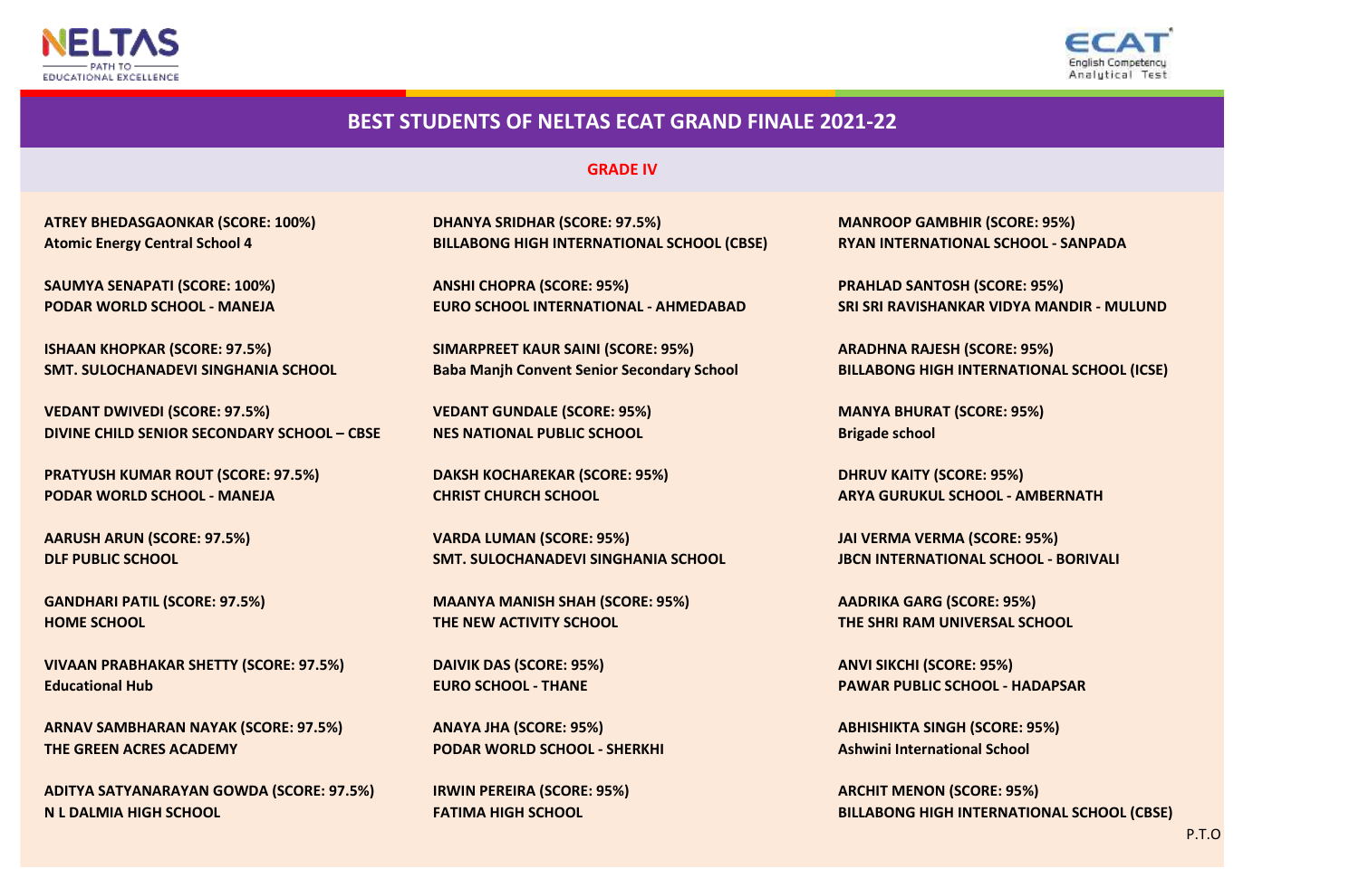# BEST STUDENTS OF NELTAS ECAT GRAND FINALE 2021-22

## GRADE IV

**ATREY BHEDASGAONKAR (SCORE: 100%)**
**Atomic Energy Central School 4**

**SAUMYA SENAPATI (SCORE: 100%)**
**PODAR WORLD SCHOOL - MANEJA**

**ISHAAN KHOPKAR (SCORE: 97.5%)**
**SMT. SULOCHANADEVI SINGHANIA SCHOOL**

**VEDANT DWIVEDI (SCORE: 97.5%)**
**DIVINE CHILD SENIOR SECONDARY SCHOOL – CBSE**

**PRATYUSH KUMAR ROUT (SCORE: 97.5%)**
**PODAR WORLD SCHOOL - MANEJA**

**AARUSH ARUN (SCORE: 97.5%)**
**DLF PUBLIC SCHOOL**

**GANDHARI PATIL (SCORE: 97.5%)**
**HOME SCHOOL**

**VIVAAN PRABHAKAR SHETTY (SCORE: 97.5%)**
**Educational Hub**

**ARNAV SAMBHARAN NAYAK (SCORE: 97.5%)**
**THE GREEN ACRES ACADEMY**

**ADITYA SATYANARAYAN GOWDA (SCORE: 97.5%)**
**N L DALMIA HIGH SCHOOL**

**DHANYA SRIDHAR (SCORE: 97.5%)**
**BILLABONG HIGH INTERNATIONAL SCHOOL (CBSE)**

**ANSHI CHOPRA (SCORE: 95%)**
**EURO SCHOOL INTERNATIONAL - AHMEDABAD**

**SIMARPREET KAUR SAINI (SCORE: 95%)**
**Baba Manjh Convent Senior Secondary School**

**VEDANT GUNDALE (SCORE: 95%)**
**NES NATIONAL PUBLIC SCHOOL**

**DAKSH KOCHAREKAR (SCORE: 95%)**
**CHRIST CHURCH SCHOOL**

**VARDA LUMAN (SCORE: 95%)**
**SMT. SULOCHANADEVI SINGHANIA SCHOOL**

**MAANYA MANISH SHAH (SCORE: 95%)**
**THE NEW ACTIVITY SCHOOL**

**DAIVIK DAS (SCORE: 95%)**
**EURO SCHOOL - THANE**

**ANAYA JHA (SCORE: 95%)**
**PODAR WORLD SCHOOL - SHERKHI**

**IRWIN PEREIRA (SCORE: 95%)**
**FATIMA HIGH SCHOOL**

**MANROOP GAMBHIR (SCORE: 95%)**
**RYAN INTERNATIONAL SCHOOL - SANPADA**

**PRAHLAD SANTOSH (SCORE: 95%)**
**SRI SRI RAVISHANKAR VIDYA MANDIR - MULUND**

**ARADHNA RAJESH (SCORE: 95%)**
**BILLABONG HIGH INTERNATIONAL SCHOOL (ICSE)**

**MANYA BHURAT (SCORE: 95%)**
**Brigade school**

**DHRUV KAITY (SCORE: 95%)**
**ARYA GURUKUL SCHOOL - AMBERNATH**

**JAI VERMA VERMA (SCORE: 95%)**
**JBCN INTERNATIONAL SCHOOL - BORIVALI**

**AADRIKA GARG (SCORE: 95%)**
**THE SHRI RAM UNIVERSAL SCHOOL**

**ANVI SIKCHI (SCORE: 95%)**
**PAWAR PUBLIC SCHOOL - HADAPSAR**

**ABHISHIKTA SINGH (SCORE: 95%)**
**Ashwini International School**

**ARCHIT MENON (SCORE: 95%)**
**BILLABONG HIGH INTERNATIONAL SCHOOL (CBSE)**

P.T.O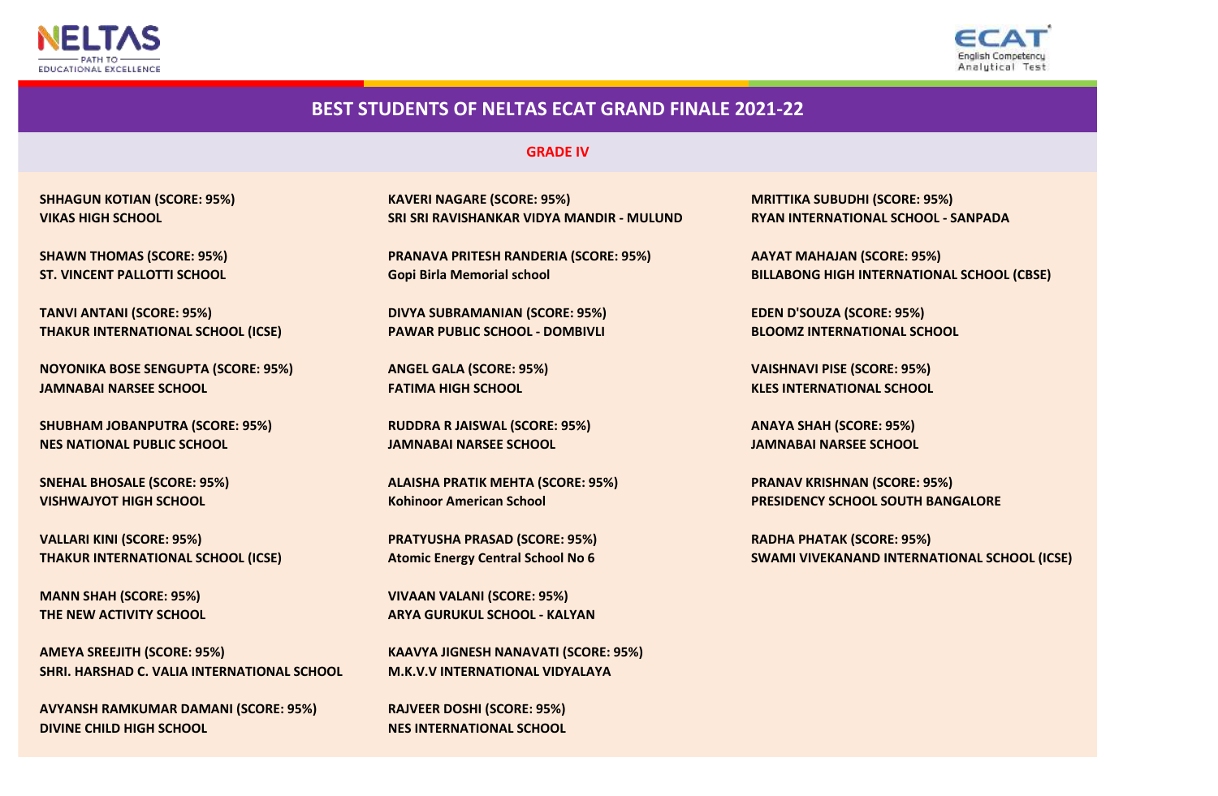# BEST STUDENTS OF NELTAS ECAT GRAND FINALE 2021-22

## GRADE IV

**SHHAGUN KOTIAN (SCORE: 95%)**
**VIKAS HIGH SCHOOL**

**SHAWN THOMAS (SCORE: 95%)**
**ST. VINCENT PALLOTTI SCHOOL**

**TANVI ANTANI (SCORE: 95%)**
**THAKUR INTERNATIONAL SCHOOL (ICSE)**

**NOYONIKA BOSE SENGUPTA (SCORE: 95%)**
**JAMNABAI NARSEE SCHOOL**

**SHUBHAM JOBANPUTRA (SCORE: 95%)**
**NES NATIONAL PUBLIC SCHOOL**

**SNEHAL BHOSALE (SCORE: 95%)**
**VISHWAJYOT HIGH SCHOOL**

**VALLARI KINI (SCORE: 95%)**
**THAKUR INTERNATIONAL SCHOOL (ICSE)**

**MANN SHAH (SCORE: 95%)**
**THE NEW ACTIVITY SCHOOL**

**AMEYA SREEJITH (SCORE: 95%)**
**SHRI. HARSHAD C. VALIA INTERNATIONAL SCHOOL**

**AVYANSH RAMKUMAR DAMANI (SCORE: 95%)**
**DIVINE CHILD HIGH SCHOOL**

**KAVERI NAGARE (SCORE: 95%)**
**SRI SRI RAVISHANKAR VIDYA MANDIR - MULUND**

**PRANAVA PRITESH RANDERIA (SCORE: 95%)**
**Gopi Birla Memorial school**

**DIVYA SUBRAMANIAN (SCORE: 95%)**
**PAWAR PUBLIC SCHOOL - DOMBIVLI**

**ANGEL GALA (SCORE: 95%)**
**FATIMA HIGH SCHOOL**

**RUDDRA R JAISWAL (SCORE: 95%)**
**JAMNABAI NARSEE SCHOOL**

**ALAISHA PRATIK MEHTA (SCORE: 95%)**
**Kohinoor American School**

**PRATYUSHA PRASAD (SCORE: 95%)**
**Atomic Energy Central School No 6**

**VIVAAN VALANI (SCORE: 95%)**
**ARYA GURUKUL SCHOOL - KALYAN**

**KAAVYA JIGNESH NANAVATI (SCORE: 95%)**
**M.K.V.V INTERNATIONAL VIDYALAYA**

**RAJVEER DOSHI (SCORE: 95%)**
**NES INTERNATIONAL SCHOOL**

**MRITTIKA SUBUDHI (SCORE: 95%)**
**RYAN INTERNATIONAL SCHOOL - SANPADA**

**AAYAT MAHAJAN (SCORE: 95%)**
**BILLABONG HIGH INTERNATIONAL SCHOOL (CBSE)**

**EDEN D'SOUZA (SCORE: 95%)**
**BLOOMZ INTERNATIONAL SCHOOL**

**VAISHNAVI PISE (SCORE: 95%)**
**KLES INTERNATIONAL SCHOOL**

**ANAYA SHAH (SCORE: 95%)**
**JAMNABAI NARSEE SCHOOL**

**PRANAV KRISHNAN (SCORE: 95%)**
**PRESIDENCY SCHOOL SOUTH BANGALORE**

**RADHA PHATAK (SCORE: 95%)**
**SWAMI VIVEKANAND INTERNATIONAL SCHOOL (ICSE)**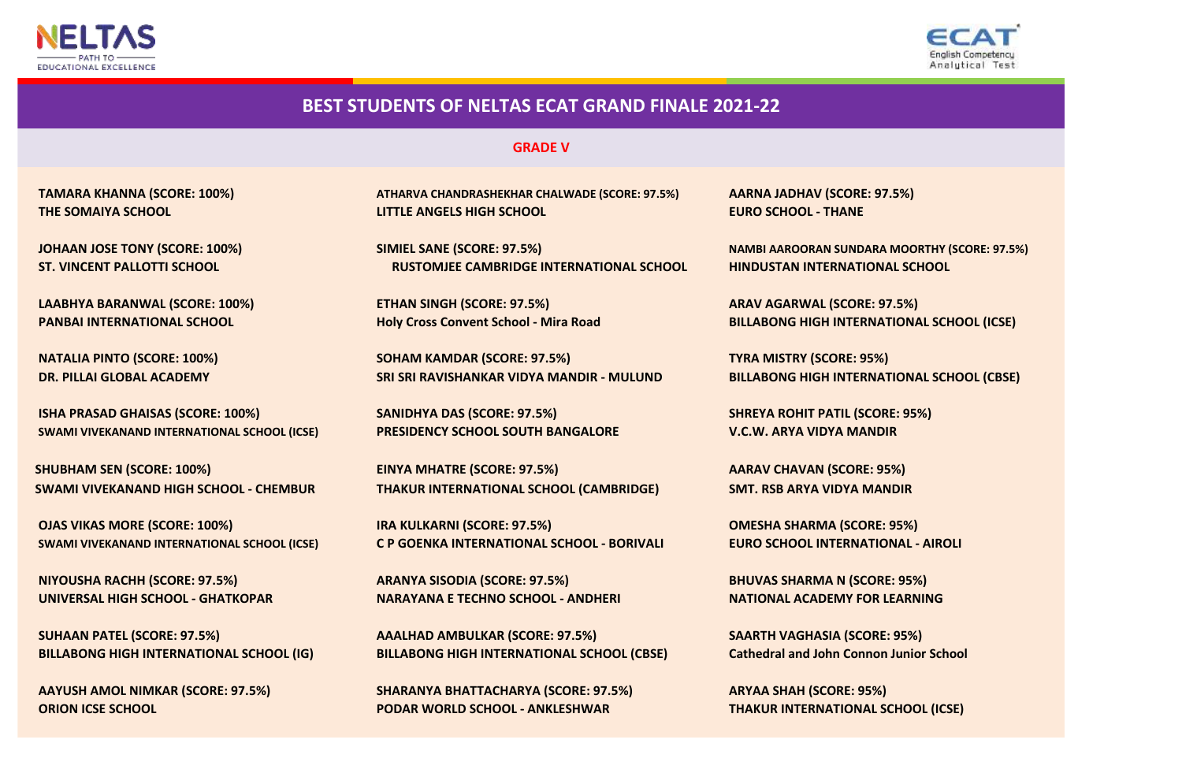# BEST STUDENTS OF NELTAS ECAT GRAND FINALE 2021-22

## GRADE V

**TAMARA KHANNA (SCORE: 100%)**
**THE SOMAIYA SCHOOL**

**JOHAAN JOSE TONY (SCORE: 100%)**
**ST. VINCENT PALLOTTI SCHOOL**

**LAABHYA BARANWAL (SCORE: 100%)**
**PANBAI INTERNATIONAL SCHOOL**

**NATALIA PINTO (SCORE: 100%)**
**DR. PILLAI GLOBAL ACADEMY**

**ISHA PRASAD GHAISAS (SCORE: 100%)**
**SWAMI VIVEKANAND INTERNATIONAL SCHOOL (ICSE)**

**SHUBHAM SEN (SCORE: 100%)**
**SWAMI VIVEKANAND HIGH SCHOOL - CHEMBUR**

**OJAS VIKAS MORE (SCORE: 100%)**
**SWAMI VIVEKANAND INTERNATIONAL SCHOOL (ICSE)**

**NIYOUSHA RACHH (SCORE: 97.5%)**
**UNIVERSAL HIGH SCHOOL - GHATKOPAR**

**SUHAAN PATEL (SCORE: 97.5%)**
**BILLABONG HIGH INTERNATIONAL SCHOOL (IG)**

**AAYUSH AMOL NIMKAR (SCORE: 97.5%)**
**ORION ICSE SCHOOL**

**ATHARVA CHANDRASHEKHAR CHALWADE (SCORE: 97.5%)**
**LITTLE ANGELS HIGH SCHOOL**

**SIMIEL SANE (SCORE: 97.5%)**
**RUSTOMJEE CAMBRIDGE INTERNATIONAL SCHOOL**

**ETHAN SINGH (SCORE: 97.5%)**
**Holy Cross Convent School - Mira Road**

**SOHAM KAMDAR (SCORE: 97.5%)**
**SRI SRI RAVISHANKAR VIDYA MANDIR - MULUND**

**SANIDHYA DAS (SCORE: 97.5%)**
**PRESIDENCY SCHOOL SOUTH BANGALORE**

**EINYA MHATRE (SCORE: 97.5%)**
**THAKUR INTERNATIONAL SCHOOL (CAMBRIDGE)**

**IRA KULKARNI (SCORE: 97.5%)**
**C P GOENKA INTERNATIONAL SCHOOL - BORIVALI**

**ARANYA SISODIA (SCORE: 97.5%)**
**NARAYANA E TECHNO SCHOOL - ANDHERI**

**AAALHAD AMBULKAR (SCORE: 97.5%)**
**BILLABONG HIGH INTERNATIONAL SCHOOL (CBSE)**

**SHARANYA BHATTACHARYA (SCORE: 97.5%)**
**PODAR WORLD SCHOOL - ANKLESHWAR**

**AARNA JADHAV (SCORE: 97.5%)**
**EURO SCHOOL - THANE**

**NAMBI AAROORAN SUNDARA MOORTHY (SCORE: 97.5%)**
**HINDUSTAN INTERNATIONAL SCHOOL**

**ARAV AGARWAL (SCORE: 97.5%)**
**BILLABONG HIGH INTERNATIONAL SCHOOL (ICSE)**

**TYRA MISTRY (SCORE: 95%)**
**BILLABONG HIGH INTERNATIONAL SCHOOL (CBSE)**

**SHREYA ROHIT PATIL (SCORE: 95%)**
**V.C.W. ARYA VIDYA MANDIR**

**AARAV CHAVAN (SCORE: 95%)**
**SMT. RSB ARYA VIDYA MANDIR**

**OMESHA SHARMA (SCORE: 95%)**
**EURO SCHOOL INTERNATIONAL - AIROLI**

**BHUVAS SHARMA N (SCORE: 95%)**
**NATIONAL ACADEMY FOR LEARNING**

**SAARTH VAGHASIA (SCORE: 95%)**
**Cathedral and John Connon Junior School**

**ARYAA SHAH (SCORE: 95%)**
**THAKUR INTERNATIONAL SCHOOL (ICSE)**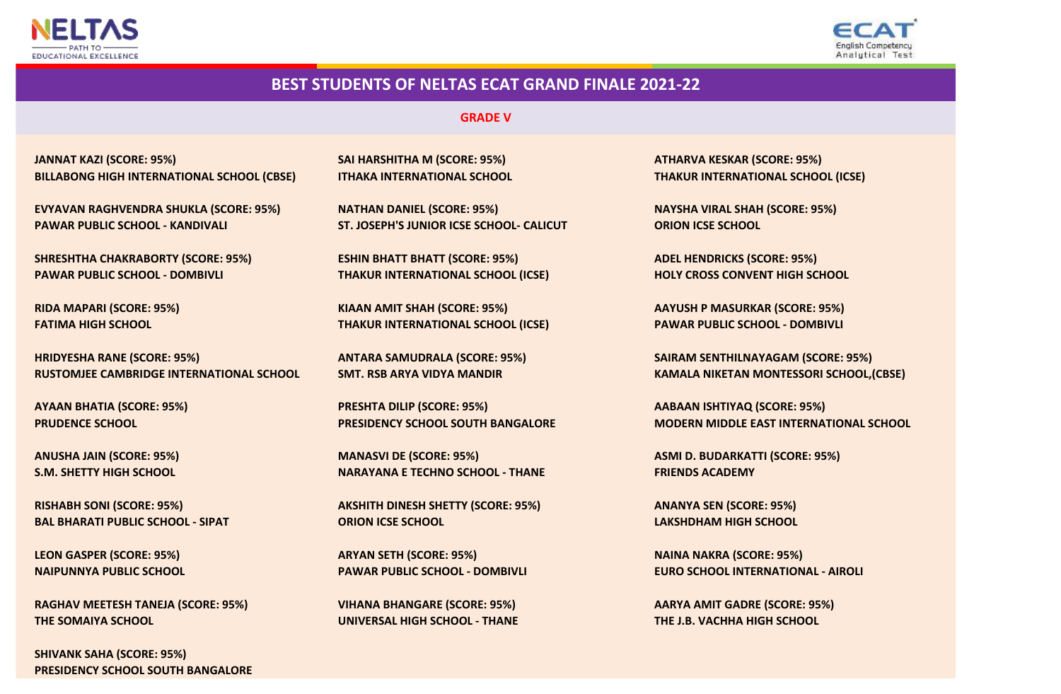## BEST STUDENTS OF NELTAS ECAT GRAND FINALE 2021-22

### GRADE V

**JANNAT KAZI (SCORE: 95%)**
**BILLABONG HIGH INTERNATIONAL SCHOOL (CBSE)**

**EVYAVAN RAGHVENDRA SHUKLA (SCORE: 95%)**
**PAWAR PUBLIC SCHOOL - KANDIVALI**

**SHRESHTHA CHAKRABORTY (SCORE: 95%)**
**PAWAR PUBLIC SCHOOL - DOMBIVLI**

**RIDA MAPARI (SCORE: 95%)**
**FATIMA HIGH SCHOOL**

**HRIDYESHA RANE (SCORE: 95%)**
**RUSTOMJEE CAMBRIDGE INTERNATIONAL SCHOOL**

**AYAAN BHATIA (SCORE: 95%)**
**PRUDENCE SCHOOL**

**ANUSHA JAIN (SCORE: 95%)**
**S.M. SHETTY HIGH SCHOOL**

**RISHABH SONI (SCORE: 95%)**
**BAL BHARATI PUBLIC SCHOOL - SIPAT**

**LEON GASPER (SCORE: 95%)**
**NAIPUNNYA PUBLIC SCHOOL**

**RAGHAV MEETESH TANEJA (SCORE: 95%)**
**THE SOMAIYA SCHOOL**

**SHIVANK SAHA (SCORE: 95%)**
**PRESIDENCY SCHOOL SOUTH BANGALORE**

**SAI HARSHITHA M (SCORE: 95%)**
**ITHAKA INTERNATIONAL SCHOOL**

**NATHAN DANIEL (SCORE: 95%)**
**ST. JOSEPH'S JUNIOR ICSE SCHOOL- CALICUT**

**ESHIN BHATT BHATT (SCORE: 95%)**
**THAKUR INTERNATIONAL SCHOOL (ICSE)**

**KIAAN AMIT SHAH (SCORE: 95%)**
**THAKUR INTERNATIONAL SCHOOL (ICSE)**

**ANTARA SAMUDRALA (SCORE: 95%)**
**SMT. RSB ARYA VIDYA MANDIR**

**PRESHTA DILIP (SCORE: 95%)**
**PRESIDENCY SCHOOL SOUTH BANGALORE**

**MANASVI DE (SCORE: 95%)**
**NARAYANA E TECHNO SCHOOL - THANE**

**AKSHITH DINESH SHETTY (SCORE: 95%)**
**ORION ICSE SCHOOL**

**ARYAN SETH (SCORE: 95%)**
**PAWAR PUBLIC SCHOOL - DOMBIVLI**

**VIHANA BHANGARE (SCORE: 95%)**
**UNIVERSAL HIGH SCHOOL - THANE**

**ATHARVA KESKAR (SCORE: 95%)**
**THAKUR INTERNATIONAL SCHOOL (ICSE)**

**NAYSHA VIRAL SHAH (SCORE: 95%)**
**ORION ICSE SCHOOL**

**ADEL HENDRICKS (SCORE: 95%)**
**HOLY CROSS CONVENT HIGH SCHOOL**

**AAYUSH P MASURKAR (SCORE: 95%)**
**PAWAR PUBLIC SCHOOL - DOMBIVLI**

**SAIRAM SENTHILNAYAGAM (SCORE: 95%)**
**KAMALA NIKETAN MONTESSORI SCHOOL,(CBSE)**

**AABAAN ISHTIYAQ (SCORE: 95%)**
**MODERN MIDDLE EAST INTERNATIONAL SCHOOL**

**ASMI D. BUDARKATTI (SCORE: 95%)**
**FRIENDS ACADEMY**

**ANANYA SEN (SCORE: 95%)**
**LAKSHDHAM HIGH SCHOOL**

**NAINA NAKRA (SCORE: 95%)**
**EURO SCHOOL INTERNATIONAL - AIROLI**

**AARYA AMIT GADRE (SCORE: 95%)**
**THE J.B. VACHHA HIGH SCHOOL**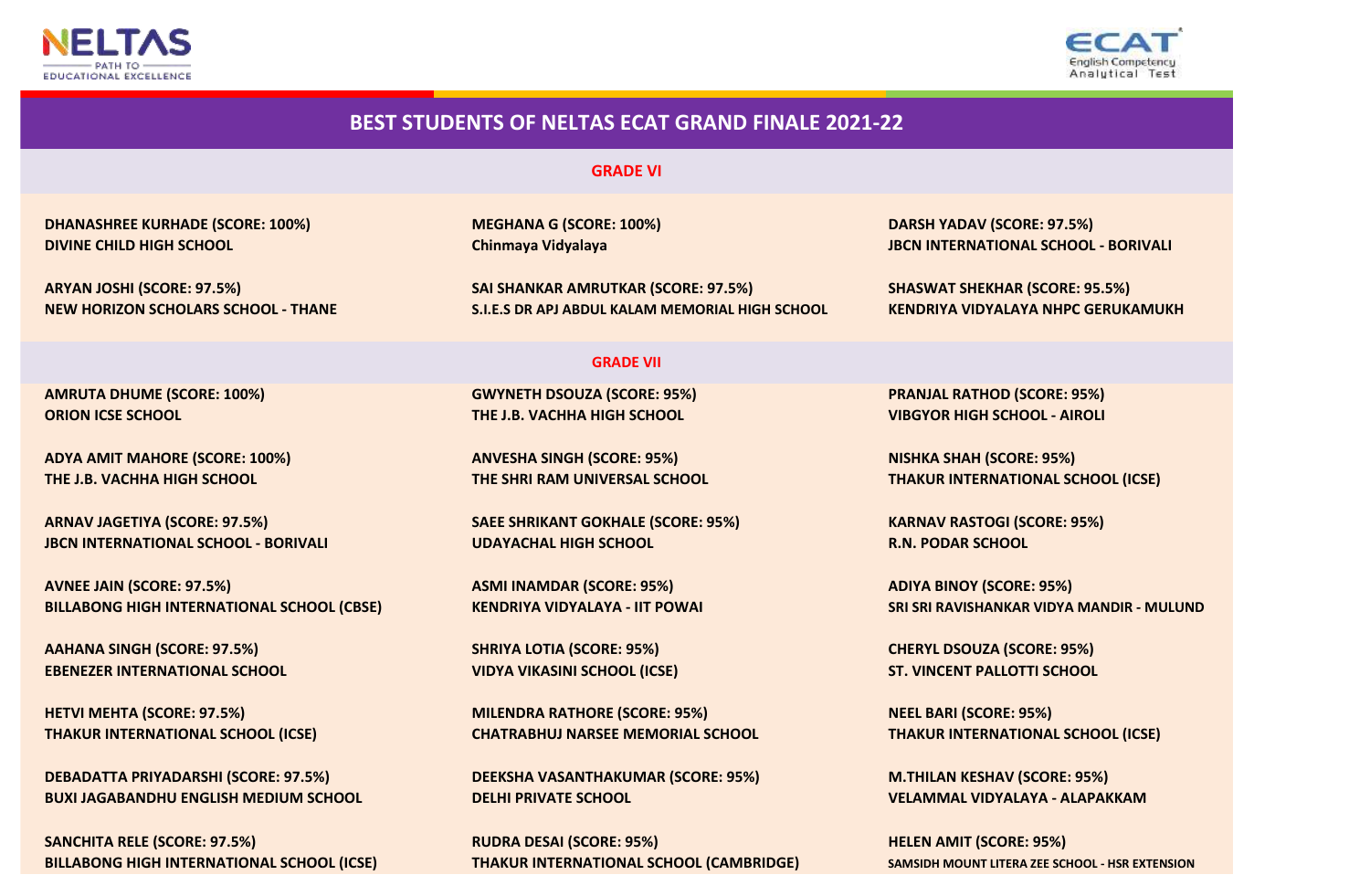# BEST STUDENTS OF NELTAS ECAT GRAND FINALE 2021-22

## GRADE VI

**DHANASHREE KURHADE (SCORE: 100%)**
**DIVINE CHILD HIGH SCHOOL**

**MEGHANA G (SCORE: 100%)**
**Chinmaya Vidyalaya**

**DARSH YADAV (SCORE: 97.5%)**
**JBCN INTERNATIONAL SCHOOL - BORIVALI**

**ARYAN JOSHI (SCORE: 97.5%)**
**NEW HORIZON SCHOLARS SCHOOL - THANE**

**SAI SHANKAR AMRUTKAR (SCORE: 97.5%)**
**S.I.E.S DR APJ ABDUL KALAM MEMORIAL HIGH SCHOOL**

**SHASWAT SHEKHAR (SCORE: 95.5%)**
**KENDRIYA VIDYALAYA NHPC GERUKAMUKH**

## GRADE VII

**AMRUTA DHUME (SCORE: 100%)**
**ORION ICSE SCHOOL**

**GWYNETH DSOUZA (SCORE: 95%)**
**THE J.B. VACHHA HIGH SCHOOL**

**PRANJAL RATHOD (SCORE: 95%)**
**VIBGYOR HIGH SCHOOL - AIROLI**

**ADYA AMIT MAHORE (SCORE: 100%)**
**THE J.B. VACHHA HIGH SCHOOL**

**ANVESHA SINGH (SCORE: 95%)**
**THE SHRI RAM UNIVERSAL SCHOOL**

**NISHKA SHAH (SCORE: 95%)**
**THAKUR INTERNATIONAL SCHOOL (ICSE)**

**ARNAV JAGETIYA (SCORE: 97.5%)**
**JBCN INTERNATIONAL SCHOOL - BORIVALI**

**SAEE SHRIKANT GOKHALE (SCORE: 95%)**
**UDAYACHAL HIGH SCHOOL**

**KARNAV RASTOGI (SCORE: 95%)**
**R.N. PODAR SCHOOL**

**AVNEE JAIN (SCORE: 97.5%)**
**BILLABONG HIGH INTERNATIONAL SCHOOL (CBSE)**

**ASMI INAMDAR (SCORE: 95%)**
**KENDRIYA VIDYALAYA - IIT POWAI**

**ADIYA BINOY (SCORE: 95%)**
**SRI SRI RAVISHANKAR VIDYA MANDIR - MULUND**

**AAHANA SINGH (SCORE: 97.5%)**
**EBENEZER INTERNATIONAL SCHOOL**

**SHRIYA LOTIA (SCORE: 95%)**
**VIDYA VIKASINI SCHOOL (ICSE)**

**CHERYL DSOUZA (SCORE: 95%)**
**ST. VINCENT PALLOTTI SCHOOL**

**HETVI MEHTA (SCORE: 97.5%)**
**THAKUR INTERNATIONAL SCHOOL (ICSE)**

**MILENDRA RATHORE (SCORE: 95%)**
**CHATRABHUJ NARSEE MEMORIAL SCHOOL**

**NEEL BARI (SCORE: 95%)**
**THAKUR INTERNATIONAL SCHOOL (ICSE)**

**DEBADATTA PRIYADARSHI (SCORE: 97.5%)**
**BUXI JAGABANDHU ENGLISH MEDIUM SCHOOL**

**DEEKSHA VASANTHAKUMAR (SCORE: 95%)**
**DELHI PRIVATE SCHOOL**

**M.THILAN KESHAV (SCORE: 95%)**
**VELAMMAL VIDYALAYA - ALAPAKKAM**

**SANCHITA RELE (SCORE: 97.5%)**
**BILLABONG HIGH INTERNATIONAL SCHOOL (ICSE)**

**RUDRA DESAI (SCORE: 95%)**
**THAKUR INTERNATIONAL SCHOOL (CAMBRIDGE)**

**HELEN AMIT (SCORE: 95%)**
**SAMSIDH MOUNT LITERA ZEE SCHOOL - HSR EXTENSION**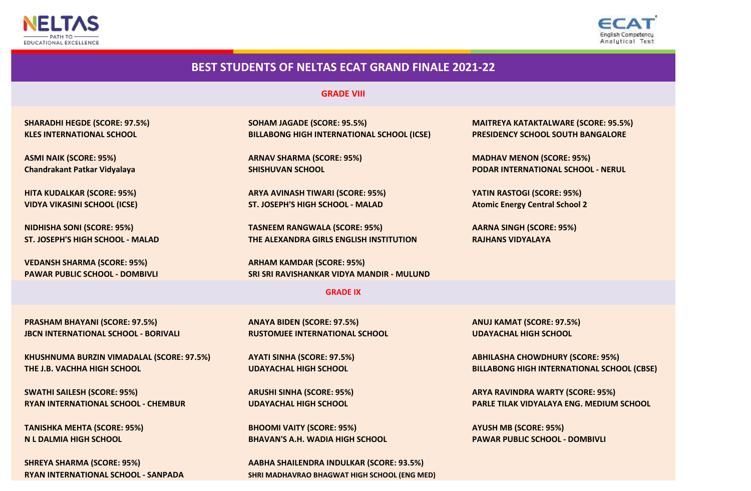# BEST STUDENTS OF NELTAS ECAT GRAND FINALE 2021-22

## GRADE VIII

**SHARADHI HEGDE (SCORE: 97.5%)**
**KLES INTERNATIONAL SCHOOL**

**SOHAM JAGADE (SCORE: 95.5%)**
**BILLABONG HIGH INTERNATIONAL SCHOOL (ICSE)**

**MAITREYA KATAKTALWARE (SCORE: 95.5%)**
**PRESIDENCY SCHOOL SOUTH BANGALORE**

**ASMI NAIK (SCORE: 95%)**
**Chandrakant Patkar Vidyalaya**

**ARNAV SHARMA (SCORE: 95%)**
**SHISHUVAN SCHOOL**

**MADHAV MENON (SCORE: 95%)**
**PODAR INTERNATIONAL SCHOOL - NERUL**

**HITA KUDALKAR (SCORE: 95%)**
**VIDYA VIKASINI SCHOOL (ICSE)**

**ARYA AVINASH TIWARI (SCORE: 95%)**
**ST. JOSEPH'S HIGH SCHOOL - MALAD**

**YATIN RASTOGI (SCORE: 95%)**
**Atomic Energy Central School 2**

**NIDHISHA SONI (SCORE: 95%)**
**ST. JOSEPH'S HIGH SCHOOL - MALAD**

**TASNEEM RANGWALA (SCORE: 95%)**
**THE ALEXANDRA GIRLS ENGLISH INSTITUTION**

**AARNA SINGH (SCORE: 95%)**
**RAJHANS VIDYALAYA**

**VEDANSH SHARMA (SCORE: 95%)**
**PAWAR PUBLIC SCHOOL - DOMBIVLI**

**ARHAM KAMDAR (SCORE: 95%)**
**SRI SRI RAVISHANKAR VIDYA MANDIR - MULUND**

## GRADE IX

**PRASHAM BHAYANI (SCORE: 97.5%)**
**JBCN INTERNATIONAL SCHOOL - BORIVALI**

**ANAYA BIDEN (SCORE: 97.5%)**
**RUSTOMJEE INTERNATIONAL SCHOOL**

**ANUJ KAMAT (SCORE: 97.5%)**
**UDAYACHAL HIGH SCHOOL**

**KHUSHNUMA BURZIN VIMADALAL (SCORE: 97.5%)**
**THE J.B. VACHHA HIGH SCHOOL**

**AYATI SINHA (SCORE: 97.5%)**
**UDAYACHAL HIGH SCHOOL**

**ABHILASHA CHOWDHURY (SCORE: 95%)**
**BILLABONG HIGH INTERNATIONAL SCHOOL (CBSE)**

**SWATHI SAILESH (SCORE: 95%)**
**RYAN INTERNATIONAL SCHOOL - CHEMBUR**

**ARUSHI SINHA (SCORE: 95%)**
**UDAYACHAL HIGH SCHOOL**

**ARYA RAVINDRA WARTY (SCORE: 95%)**
**PARLE TILAK VIDYALAYA ENG. MEDIUM SCHOOL**

**TANISHKA MEHTA (SCORE: 95%)**
**N L DALMIA HIGH SCHOOL**

**BHOOMI VAITY (SCORE: 95%)**
**BHAVAN'S A.H. WADIA HIGH SCHOOL**

**AYUSH MB (SCORE: 95%)**
**PAWAR PUBLIC SCHOOL - DOMBIVLI**

**SHREYA SHARMA (SCORE: 95%)**
**RYAN INTERNATIONAL SCHOOL - SANPADA**

**AABHA SHAILENDRA INDULKAR (SCORE: 93.5%)**
**SHRI MADHAVRAO BHAGWAT HIGH SCHOOL (ENG MED)**